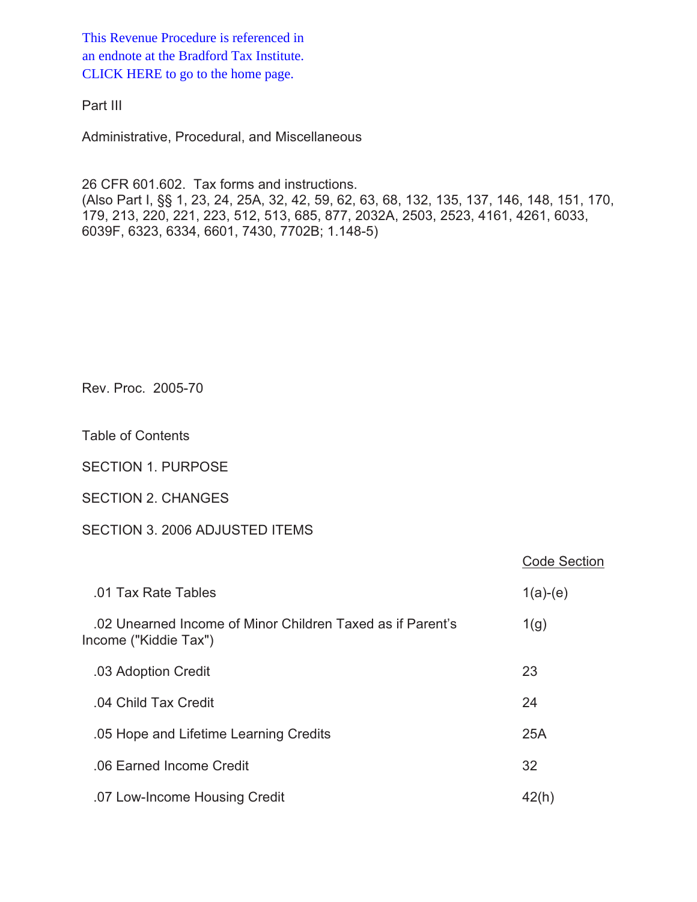This Revenue Procedure is referenced in an endnote at the Bradford Tax Institute. CLICK HERE to go to the home page.

Part III

Administrative, Procedural, and Miscellaneous

26 CFR 601.602. Tax forms and instructions.
(Also Part I, §§ 1, 23, 24, 25A, 32, 42, 59, 62, 63, 68, 132, 135, 137, 146, 148, 151, 170, 179, 213, 220, 221, 223, 512, 513, 685, 877, 2032A, 2503, 2523, 4161, 4261, 6033, 6039F, 6323, 6334, 6601, 7430, 7702B; 1.148-5)

# Rev. Proc. 2005-70

## Table of Contents

SECTION 1. PURPOSE

SECTION 2. CHANGES

SECTION 3. 2006 ADJUSTED ITEMS

| | Code Section |
|---|---|
| .01 Tax Rate Tables | 1(a)-(e) |
| .02 Unearned Income of Minor Children Taxed as if Parent's Income ("Kiddie Tax") | 1(g) |
| .03 Adoption Credit | 23 |
| .04 Child Tax Credit | 24 |
| .05 Hope and Lifetime Learning Credits | 25A |
| .06 Earned Income Credit | 32 |
| .07 Low-Income Housing Credit | 42(h) |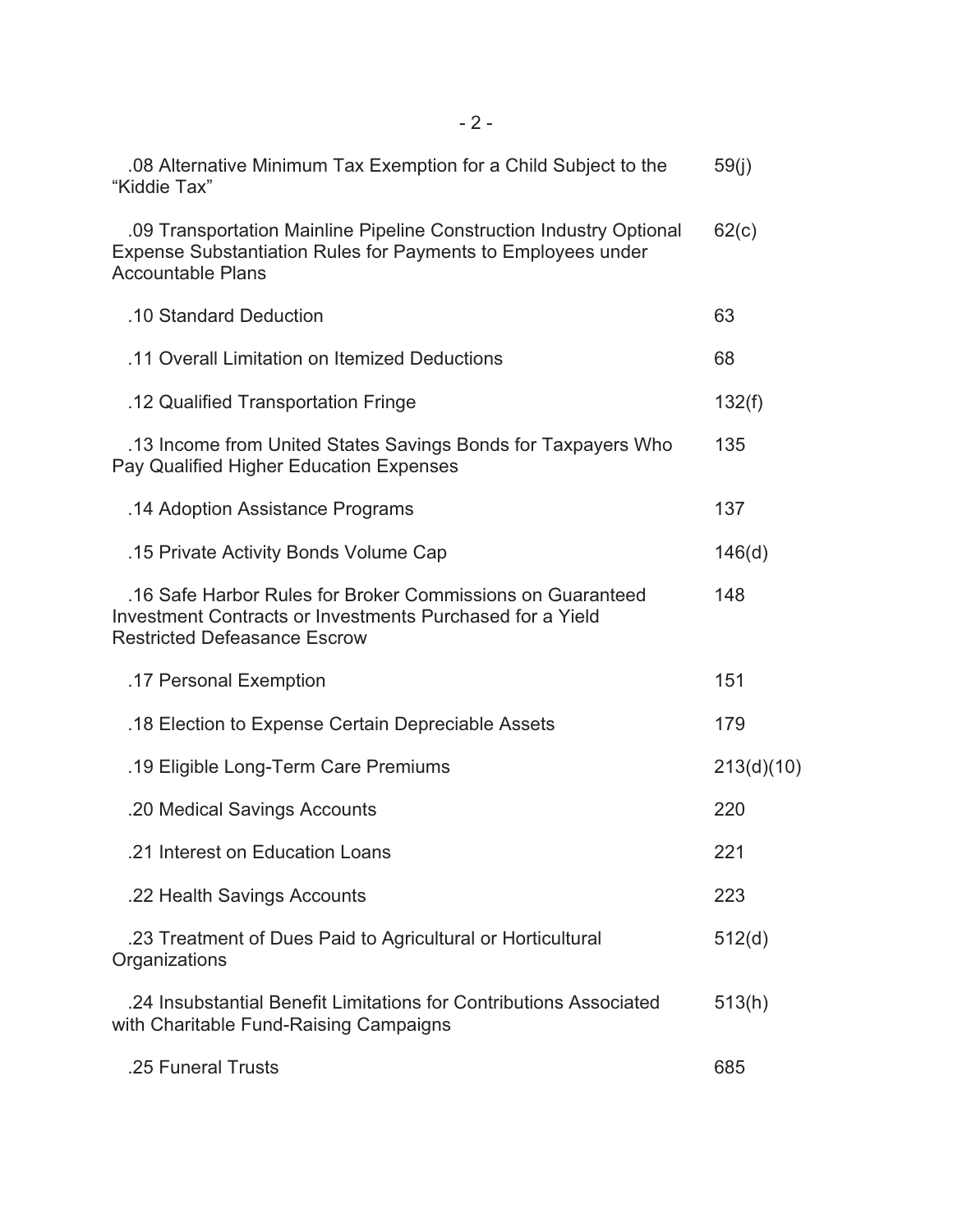| | |
|---|---|
| .08 Alternative Minimum Tax Exemption for a Child Subject to the “Kiddie Tax” | 59(j) |
| .09 Transportation Mainline Pipeline Construction Industry Optional Expense Substantiation Rules for Payments to Employees under Accountable Plans | 62(c) |
| .10 Standard Deduction | 63 |
| .11 Overall Limitation on Itemized Deductions | 68 |
| .12 Qualified Transportation Fringe | 132(f) |
| .13 Income from United States Savings Bonds for Taxpayers Who Pay Qualified Higher Education Expenses | 135 |
| .14 Adoption Assistance Programs | 137 |
| .15 Private Activity Bonds Volume Cap | 146(d) |
| .16 Safe Harbor Rules for Broker Commissions on Guaranteed Investment Contracts or Investments Purchased for a Yield Restricted Defeasance Escrow | 148 |
| .17 Personal Exemption | 151 |
| .18 Election to Expense Certain Depreciable Assets | 179 |
| .19 Eligible Long-Term Care Premiums | 213(d)(10) |
| .20 Medical Savings Accounts | 220 |
| .21 Interest on Education Loans | 221 |
| .22 Health Savings Accounts | 223 |
| .23 Treatment of Dues Paid to Agricultural or Horticultural Organizations | 512(d) |
| .24 Insubstantial Benefit Limitations for Contributions Associated with Charitable Fund-Raising Campaigns | 513(h) |
| .25 Funeral Trusts | 685 |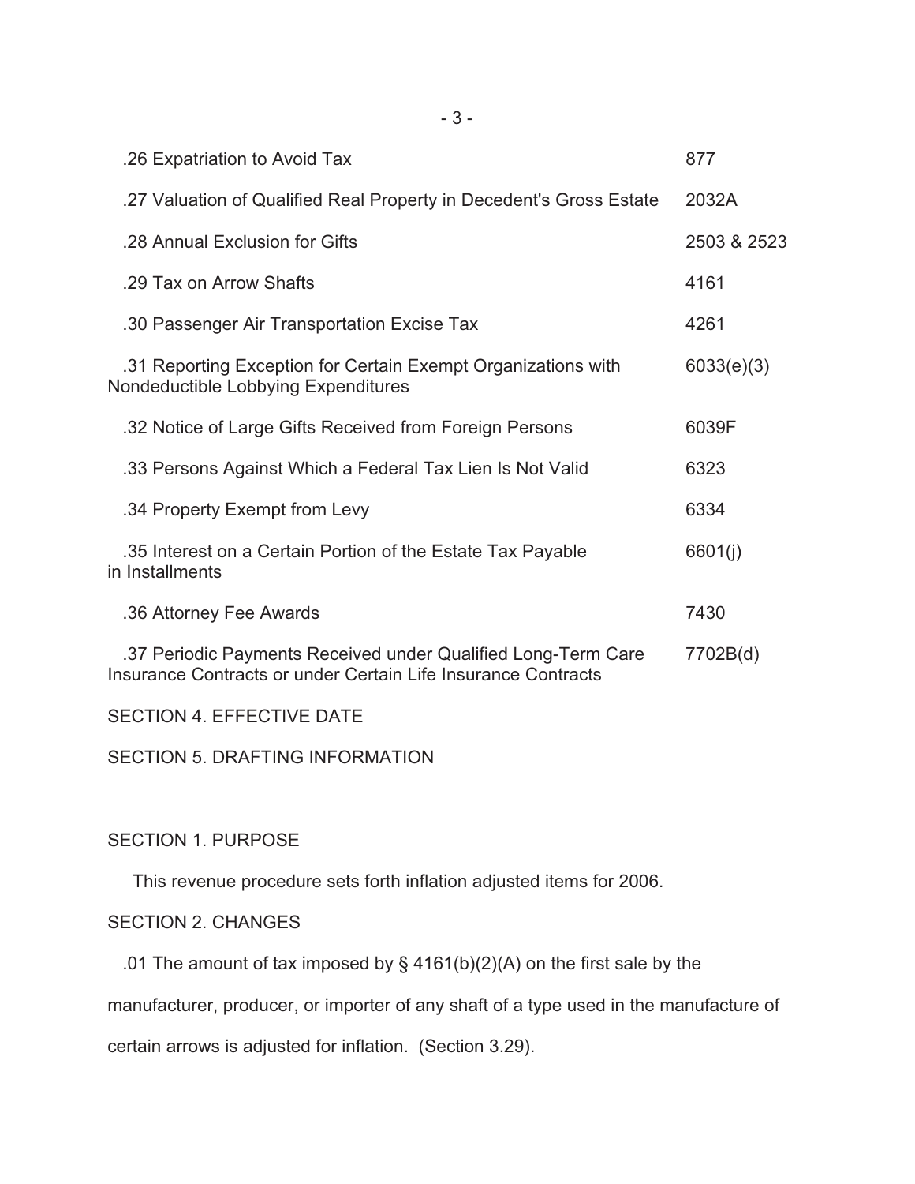| | |
|---|---|
| .26 Expatriation to Avoid Tax | 877 |
| .27 Valuation of Qualified Real Property in Decedent's Gross Estate | 2032A |
| .28 Annual Exclusion for Gifts | 2503 & 2523 |
| .29 Tax on Arrow Shafts | 4161 |
| .30 Passenger Air Transportation Excise Tax | 4261 |
| .31 Reporting Exception for Certain Exempt Organizations with Nondeductible Lobbying Expenditures | 6033(e)(3) |
| .32 Notice of Large Gifts Received from Foreign Persons | 6039F |
| .33 Persons Against Which a Federal Tax Lien Is Not Valid | 6323 |
| .34 Property Exempt from Levy | 6334 |
| .35 Interest on a Certain Portion of the Estate Tax Payable in Installments | 6601(j) |
| .36 Attorney Fee Awards | 7430 |
| .37 Periodic Payments Received under Qualified Long-Term Care Insurance Contracts or under Certain Life Insurance Contracts | 7702B(d) |

SECTION 4. EFFECTIVE DATE

SECTION 5. DRAFTING INFORMATION

SECTION 1. PURPOSE

This revenue procedure sets forth inflation adjusted items for 2006.

SECTION 2. CHANGES

.01 The amount of tax imposed by § 4161(b)(2)(A) on the first sale by the manufacturer, producer, or importer of any shaft of a type used in the manufacture of certain arrows is adjusted for inflation. (Section 3.29).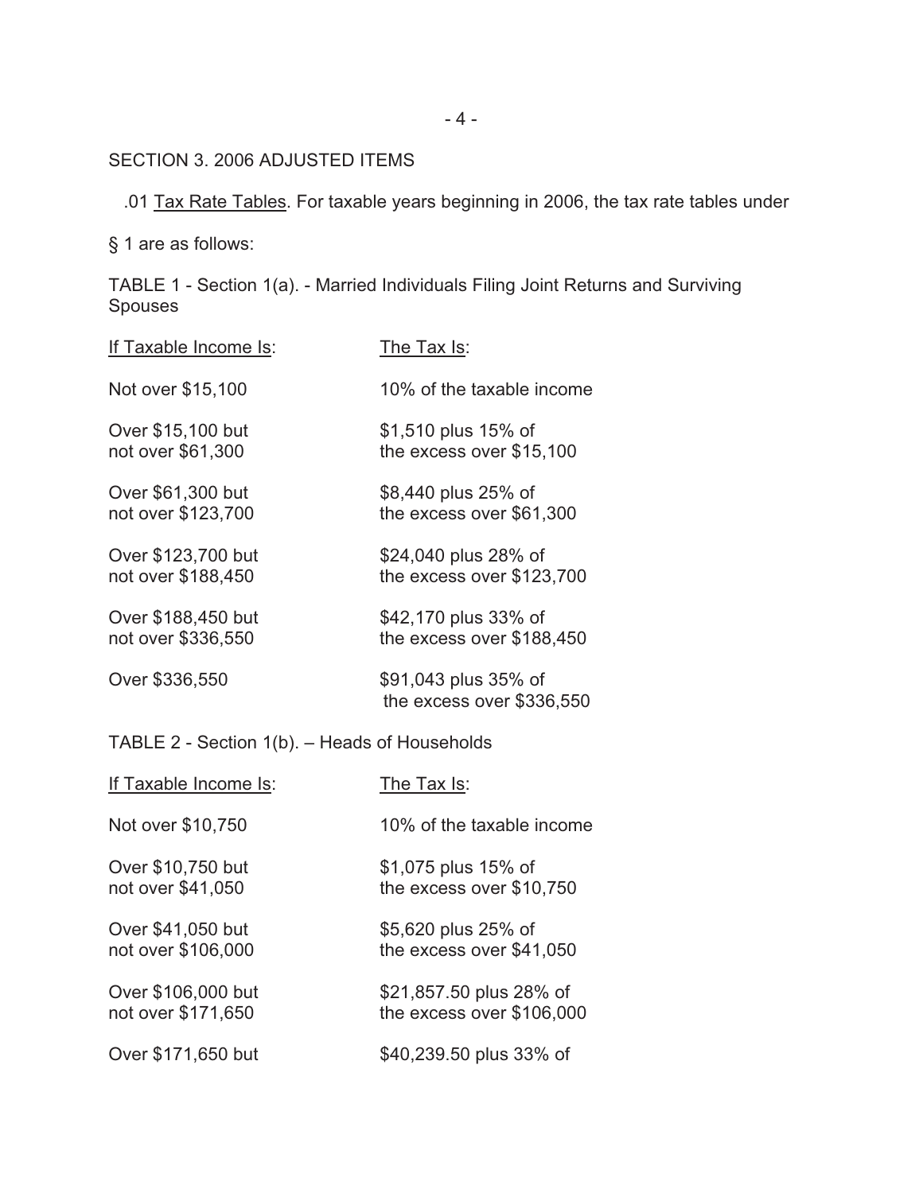## SECTION 3. 2006 ADJUSTED ITEMS

.01 Tax Rate Tables. For taxable years beginning in 2006, the tax rate tables under § 1 are as follows:

TABLE 1 - Section 1(a). - Married Individuals Filing Joint Returns and Surviving Spouses

| If Taxable Income Is: | The Tax Is: |
|---|---|
| Not over $15,100 | 10% of the taxable income |
| Over $15,100 but not over $61,300 | $1,510 plus 15% of the excess over $15,100 |
| Over $61,300 but not over $123,700 | $8,440 plus 25% of the excess over $61,300 |
| Over $123,700 but not over $188,450 | $24,040 plus 28% of the excess over $123,700 |
| Over $188,450 but not over $336,550 | $42,170 plus 33% of the excess over $188,450 |
| Over $336,550 | $91,043 plus 35% of the excess over $336,550 |

TABLE 2 - Section 1(b). – Heads of Households

| If Taxable Income Is: | The Tax Is: |
|---|---|
| Not over $10,750 | 10% of the taxable income |
| Over $10,750 but not over $41,050 | $1,075 plus 15% of the excess over $10,750 |
| Over $41,050 but not over $106,000 | $5,620 plus 25% of the excess over $41,050 |
| Over $106,000 but not over $171,650 | $21,857.50 plus 28% of the excess over $106,000 |
| Over $171,650 but | $40,239.50 plus 33% of |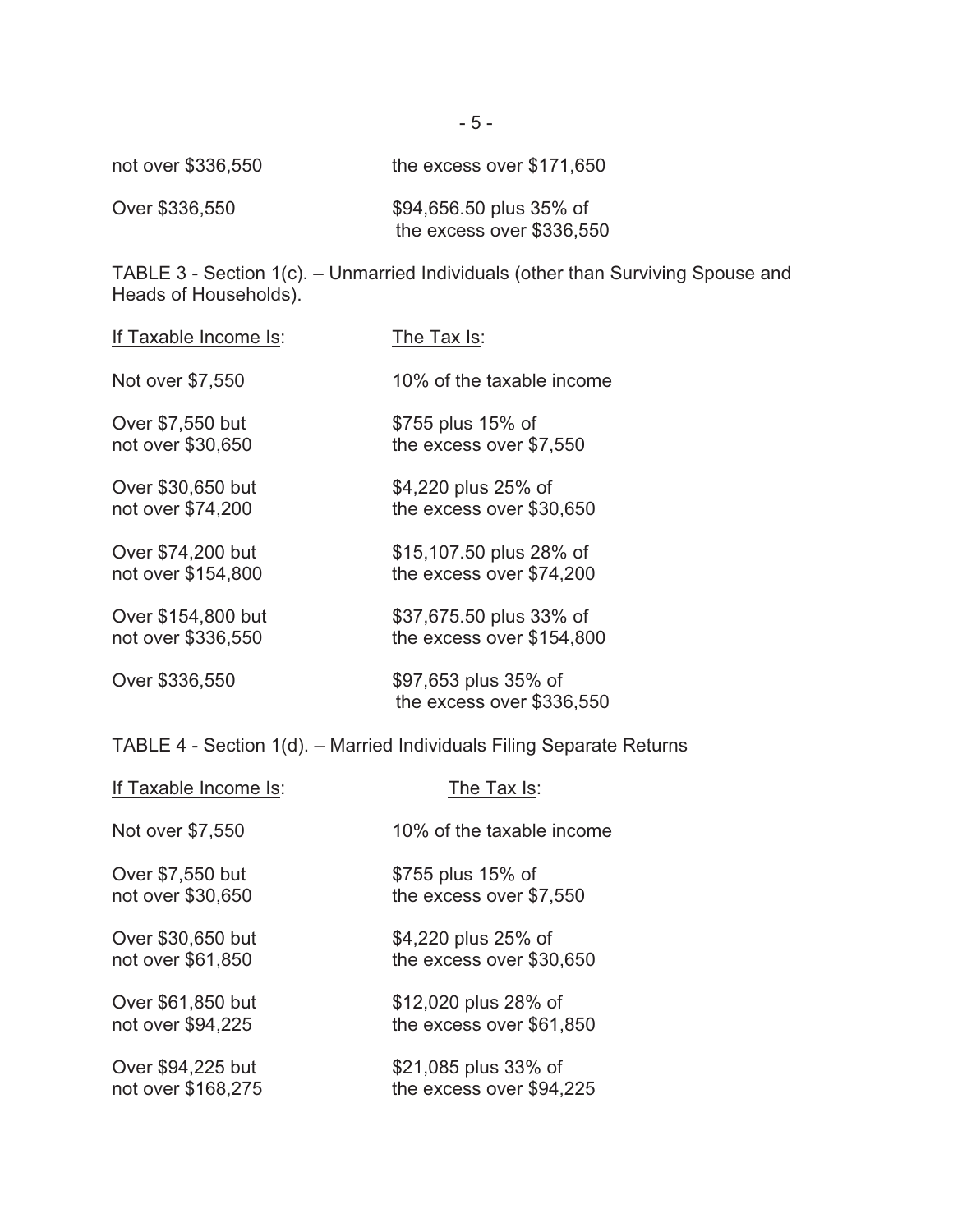| | |
|---|---|
| not over $336,550 | the excess over $171,650 |
| Over $336,550 | $94,656.50 plus 35% of the excess over $336,550 |

TABLE 3 - Section 1(c). – Unmarried Individuals (other than Surviving Spouse and Heads of Households).

| If Taxable Income Is: | The Tax Is: |
|---|---|
| Not over $7,550 | 10% of the taxable income |
| Over $7,550 but not over $30,650 | $755 plus 15% of the excess over $7,550 |
| Over $30,650 but not over $74,200 | $4,220 plus 25% of the excess over $30,650 |
| Over $74,200 but not over $154,800 | $15,107.50 plus 28% of the excess over $74,200 |
| Over $154,800 but not over $336,550 | $37,675.50 plus 33% of the excess over $154,800 |
| Over $336,550 | $97,653 plus 35% of the excess over $336,550 |

TABLE 4 - Section 1(d). – Married Individuals Filing Separate Returns

| If Taxable Income Is: | The Tax Is: |
|---|---|
| Not over $7,550 | 10% of the taxable income |
| Over $7,550 but not over $30,650 | $755 plus 15% of the excess over $7,550 |
| Over $30,650 but not over $61,850 | $4,220 plus 25% of the excess over $30,650 |
| Over $61,850 but not over $94,225 | $12,020 plus 28% of the excess over $61,850 |
| Over $94,225 but not over $168,275 | $21,085 plus 33% of the excess over $94,225 |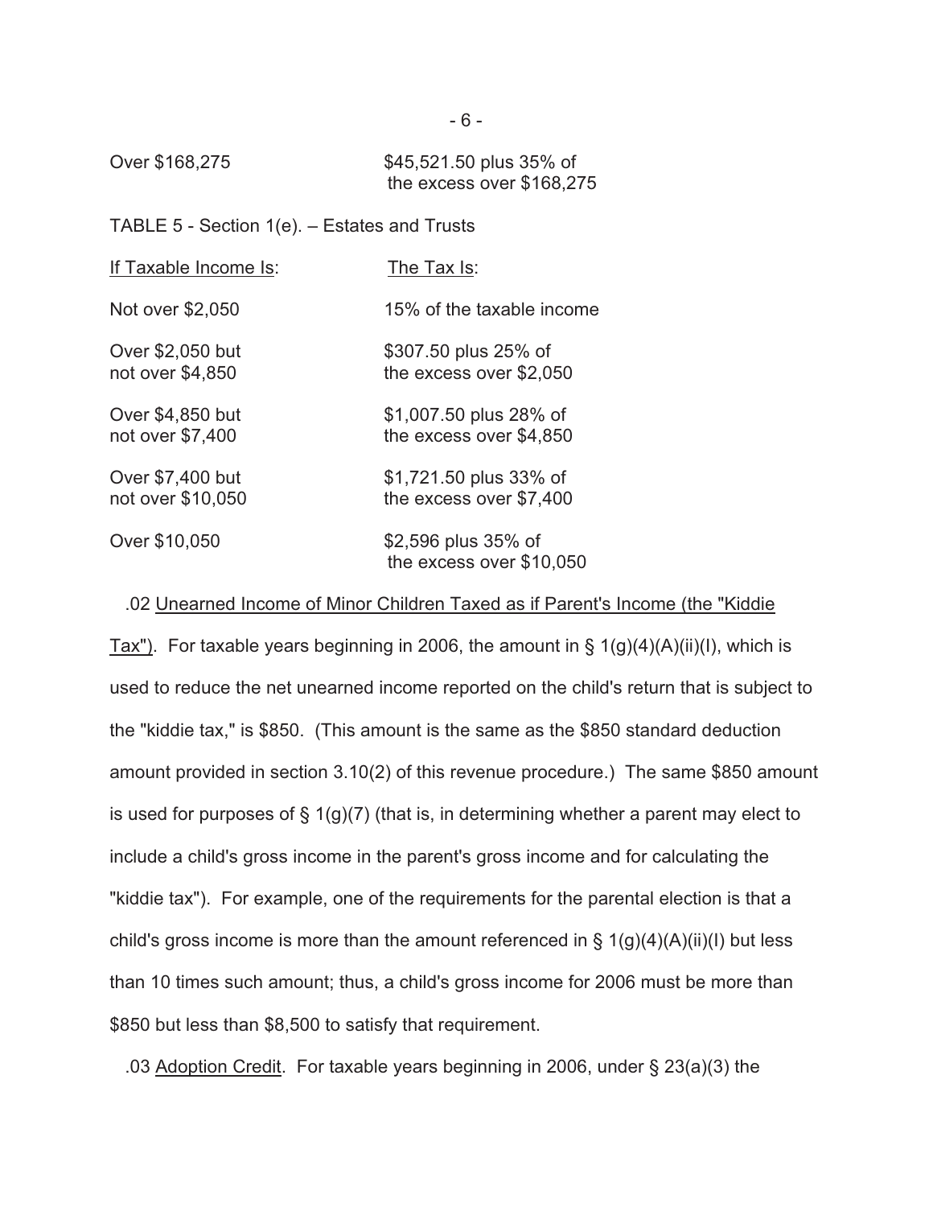| If Taxable Income Is: | The Tax Is: |
|---|---|
| Over $168,275 | $45,521.50 plus 35% of the excess over $168,275 |

TABLE 5 - Section 1(e). – Estates and Trusts

| If Taxable Income Is: | The Tax Is: |
|---|---|
| Not over $2,050 | 15% of the taxable income |
| Over $2,050 but not over $4,850 | $307.50 plus 25% of the excess over $2,050 |
| Over $4,850 but not over $7,400 | $1,007.50 plus 28% of the excess over $4,850 |
| Over $7,400 but not over $10,050 | $1,721.50 plus 33% of the excess over $7,400 |
| Over $10,050 | $2,596 plus 35% of the excess over $10,050 |

.02 Unearned Income of Minor Children Taxed as if Parent's Income (the "Kiddie Tax"). For taxable years beginning in 2006, the amount in § 1(g)(4)(A)(ii)(I), which is used to reduce the net unearned income reported on the child's return that is subject to the "kiddie tax," is $850. (This amount is the same as the $850 standard deduction amount provided in section 3.10(2) of this revenue procedure.) The same $850 amount is used for purposes of § 1(g)(7) (that is, in determining whether a parent may elect to include a child's gross income in the parent's gross income and for calculating the "kiddie tax"). For example, one of the requirements for the parental election is that a child's gross income is more than the amount referenced in § 1(g)(4)(A)(ii)(I) but less than 10 times such amount; thus, a child's gross income for 2006 must be more than $850 but less than $8,500 to satisfy that requirement.

.03 Adoption Credit. For taxable years beginning in 2006, under § 23(a)(3) the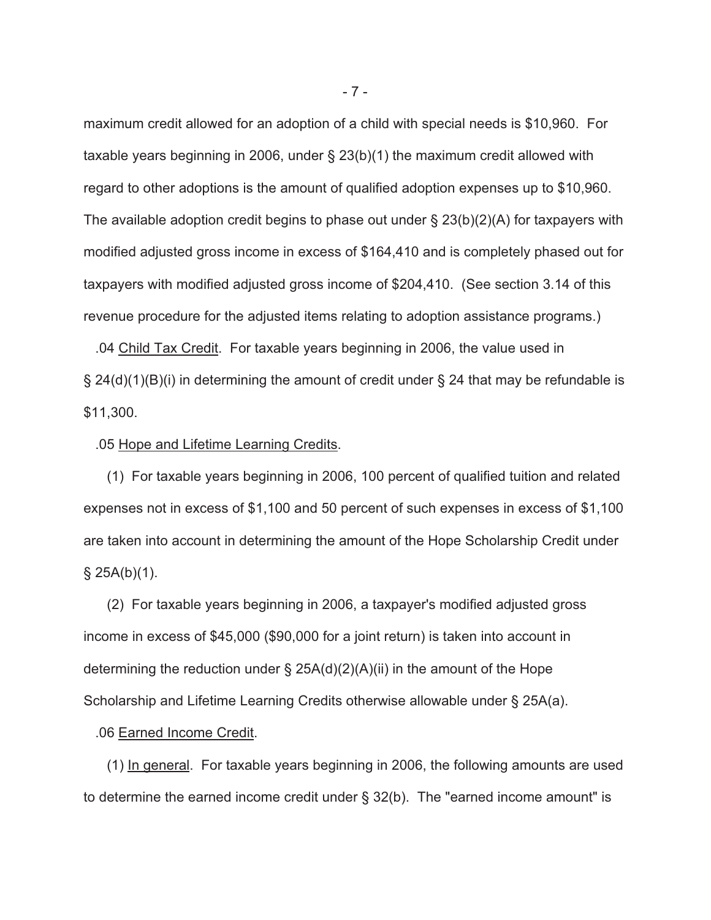maximum credit allowed for an adoption of a child with special needs is $10,960. For taxable years beginning in 2006, under § 23(b)(1) the maximum credit allowed with regard to other adoptions is the amount of qualified adoption expenses up to $10,960. The available adoption credit begins to phase out under § 23(b)(2)(A) for taxpayers with modified adjusted gross income in excess of $164,410 and is completely phased out for taxpayers with modified adjusted gross income of $204,410. (See section 3.14 of this revenue procedure for the adjusted items relating to adoption assistance programs.)

.04 Child Tax Credit. For taxable years beginning in 2006, the value used in § 24(d)(1)(B)(i) in determining the amount of credit under § 24 that may be refundable is $11,300.

.05 Hope and Lifetime Learning Credits.

(1) For taxable years beginning in 2006, 100 percent of qualified tuition and related expenses not in excess of $1,100 and 50 percent of such expenses in excess of $1,100 are taken into account in determining the amount of the Hope Scholarship Credit under § 25A(b)(1).

(2) For taxable years beginning in 2006, a taxpayer's modified adjusted gross income in excess of $45,000 ($90,000 for a joint return) is taken into account in determining the reduction under § 25A(d)(2)(A)(ii) in the amount of the Hope Scholarship and Lifetime Learning Credits otherwise allowable under § 25A(a).

.06 Earned Income Credit.

(1) In general. For taxable years beginning in 2006, the following amounts are used to determine the earned income credit under § 32(b). The "earned income amount" is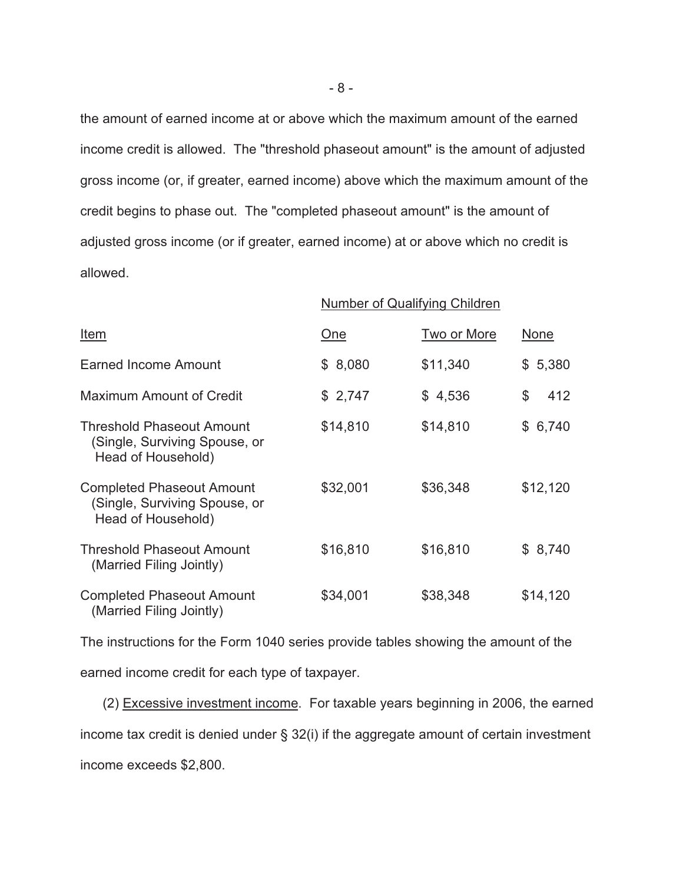the amount of earned income at or above which the maximum amount of the earned income credit is allowed. The "threshold phaseout amount" is the amount of adjusted gross income (or, if greater, earned income) above which the maximum amount of the credit begins to phase out. The "completed phaseout amount" is the amount of adjusted gross income (or if greater, earned income) at or above which no credit is allowed.

| | Number of Qualifying Children | | |
|---|---|---|---|
| Item | One | Two or More | None |
| Earned Income Amount | $ 8,080 | $11,340 | $ 5,380 |
| Maximum Amount of Credit | $ 2,747 | $ 4,536 | $ 412 |
| Threshold Phaseout Amount (Single, Surviving Spouse, or Head of Household) | $14,810 | $14,810 | $ 6,740 |
| Completed Phaseout Amount (Single, Surviving Spouse, or Head of Household) | $32,001 | $36,348 | $12,120 |
| Threshold Phaseout Amount (Married Filing Jointly) | $16,810 | $16,810 | $ 8,740 |
| Completed Phaseout Amount (Married Filing Jointly) | $34,001 | $38,348 | $14,120 |

The instructions for the Form 1040 series provide tables showing the amount of the earned income credit for each type of taxpayer.

(2) Excessive investment income. For taxable years beginning in 2006, the earned income tax credit is denied under § 32(i) if the aggregate amount of certain investment income exceeds $2,800.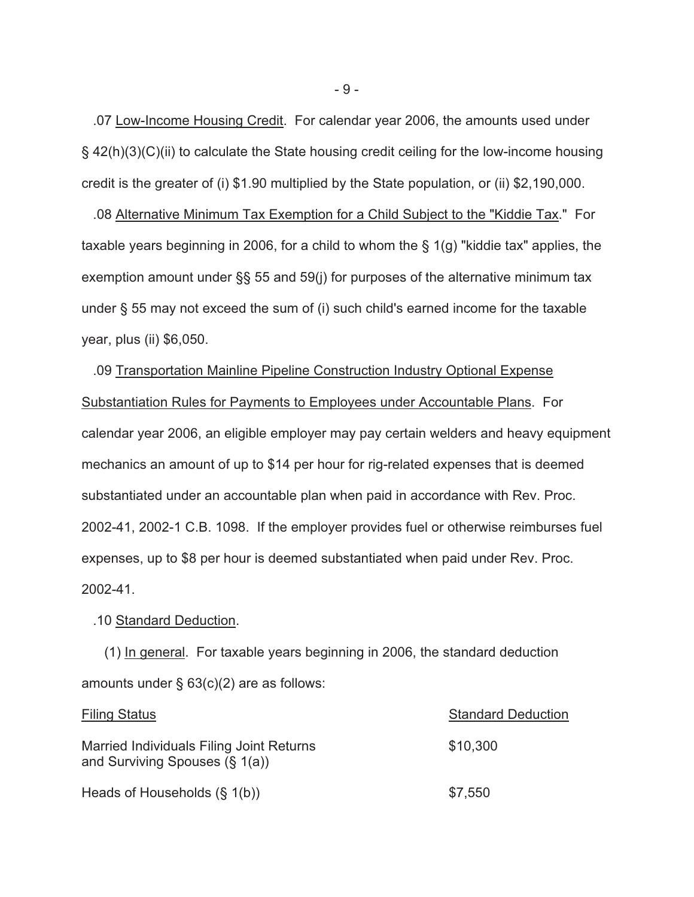.07 Low-Income Housing Credit. For calendar year 2006, the amounts used under § 42(h)(3)(C)(ii) to calculate the State housing credit ceiling for the low-income housing credit is the greater of (i) $1.90 multiplied by the State population, or (ii) $2,190,000.

.08 Alternative Minimum Tax Exemption for a Child Subject to the "Kiddie Tax." For taxable years beginning in 2006, for a child to whom the § 1(g) "kiddie tax" applies, the exemption amount under §§ 55 and 59(j) for purposes of the alternative minimum tax under § 55 may not exceed the sum of (i) such child's earned income for the taxable year, plus (ii) $6,050.

.09 Transportation Mainline Pipeline Construction Industry Optional Expense Substantiation Rules for Payments to Employees under Accountable Plans. For calendar year 2006, an eligible employer may pay certain welders and heavy equipment mechanics an amount of up to $14 per hour for rig-related expenses that is deemed substantiated under an accountable plan when paid in accordance with Rev. Proc. 2002-41, 2002-1 C.B. 1098. If the employer provides fuel or otherwise reimburses fuel expenses, up to $8 per hour is deemed substantiated when paid under Rev. Proc. 2002-41.

.10 Standard Deduction.

(1) In general. For taxable years beginning in 2006, the standard deduction amounts under § 63(c)(2) are as follows:

| Filing Status | Standard Deduction |
|---|---|
| Married Individuals Filing Joint Returns and Surviving Spouses (§ 1(a)) | $10,300 |
| Heads of Households (§ 1(b)) | $7,550 |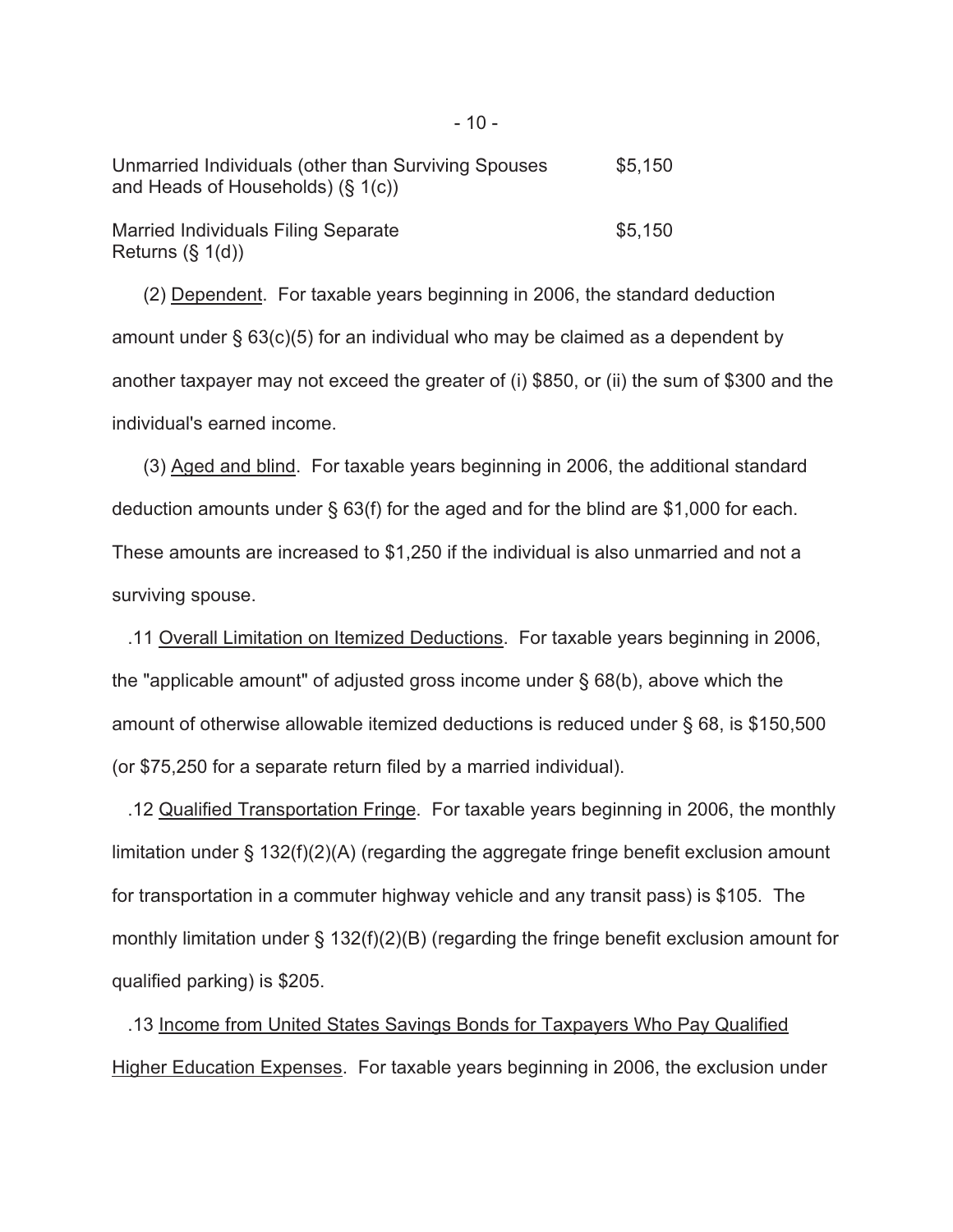| | |
|---|---|
| Unmarried Individuals (other than Surviving Spouses and Heads of Households) (§ 1(c)) | $5,150 |
| Married Individuals Filing Separate Returns (§ 1(d)) | $5,150 |

(2) Dependent. For taxable years beginning in 2006, the standard deduction amount under § 63(c)(5) for an individual who may be claimed as a dependent by another taxpayer may not exceed the greater of (i) $850, or (ii) the sum of $300 and the individual's earned income.

(3) Aged and blind. For taxable years beginning in 2006, the additional standard deduction amounts under § 63(f) for the aged and for the blind are $1,000 for each. These amounts are increased to $1,250 if the individual is also unmarried and not a surviving spouse.

.11 Overall Limitation on Itemized Deductions. For taxable years beginning in 2006, the "applicable amount" of adjusted gross income under § 68(b), above which the amount of otherwise allowable itemized deductions is reduced under § 68, is $150,500 (or $75,250 for a separate return filed by a married individual).

.12 Qualified Transportation Fringe. For taxable years beginning in 2006, the monthly limitation under § 132(f)(2)(A) (regarding the aggregate fringe benefit exclusion amount for transportation in a commuter highway vehicle and any transit pass) is $105. The monthly limitation under § 132(f)(2)(B) (regarding the fringe benefit exclusion amount for qualified parking) is $205.

.13 Income from United States Savings Bonds for Taxpayers Who Pay Qualified Higher Education Expenses. For taxable years beginning in 2006, the exclusion under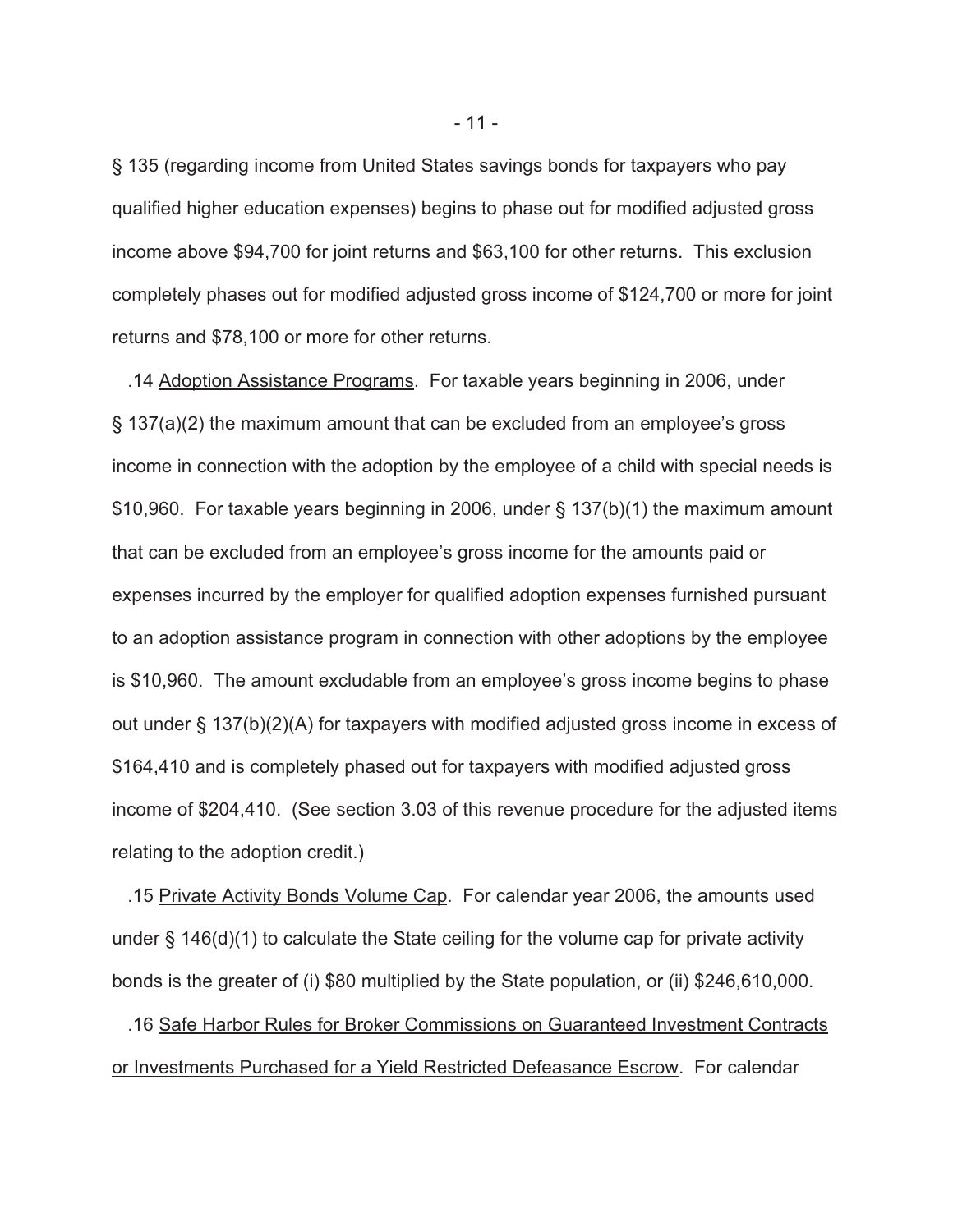§ 135 (regarding income from United States savings bonds for taxpayers who pay qualified higher education expenses) begins to phase out for modified adjusted gross income above $94,700 for joint returns and $63,100 for other returns. This exclusion completely phases out for modified adjusted gross income of $124,700 or more for joint returns and $78,100 or more for other returns.

.14 <u>Adoption Assistance Programs</u>. For taxable years beginning in 2006, under § 137(a)(2) the maximum amount that can be excluded from an employee's gross income in connection with the adoption by the employee of a child with special needs is $10,960. For taxable years beginning in 2006, under § 137(b)(1) the maximum amount that can be excluded from an employee's gross income for the amounts paid or expenses incurred by the employer for qualified adoption expenses furnished pursuant to an adoption assistance program in connection with other adoptions by the employee is $10,960. The amount excludable from an employee's gross income begins to phase out under § 137(b)(2)(A) for taxpayers with modified adjusted gross income in excess of $164,410 and is completely phased out for taxpayers with modified adjusted gross income of $204,410. (See section 3.03 of this revenue procedure for the adjusted items relating to the adoption credit.)

.15 <u>Private Activity Bonds Volume Cap</u>. For calendar year 2006, the amounts used under § 146(d)(1) to calculate the State ceiling for the volume cap for private activity bonds is the greater of (i) $80 multiplied by the State population, or (ii) $246,610,000.

.16 <u>Safe Harbor Rules for Broker Commissions on Guaranteed Investment Contracts or Investments Purchased for a Yield Restricted Defeasance Escrow</u>. For calendar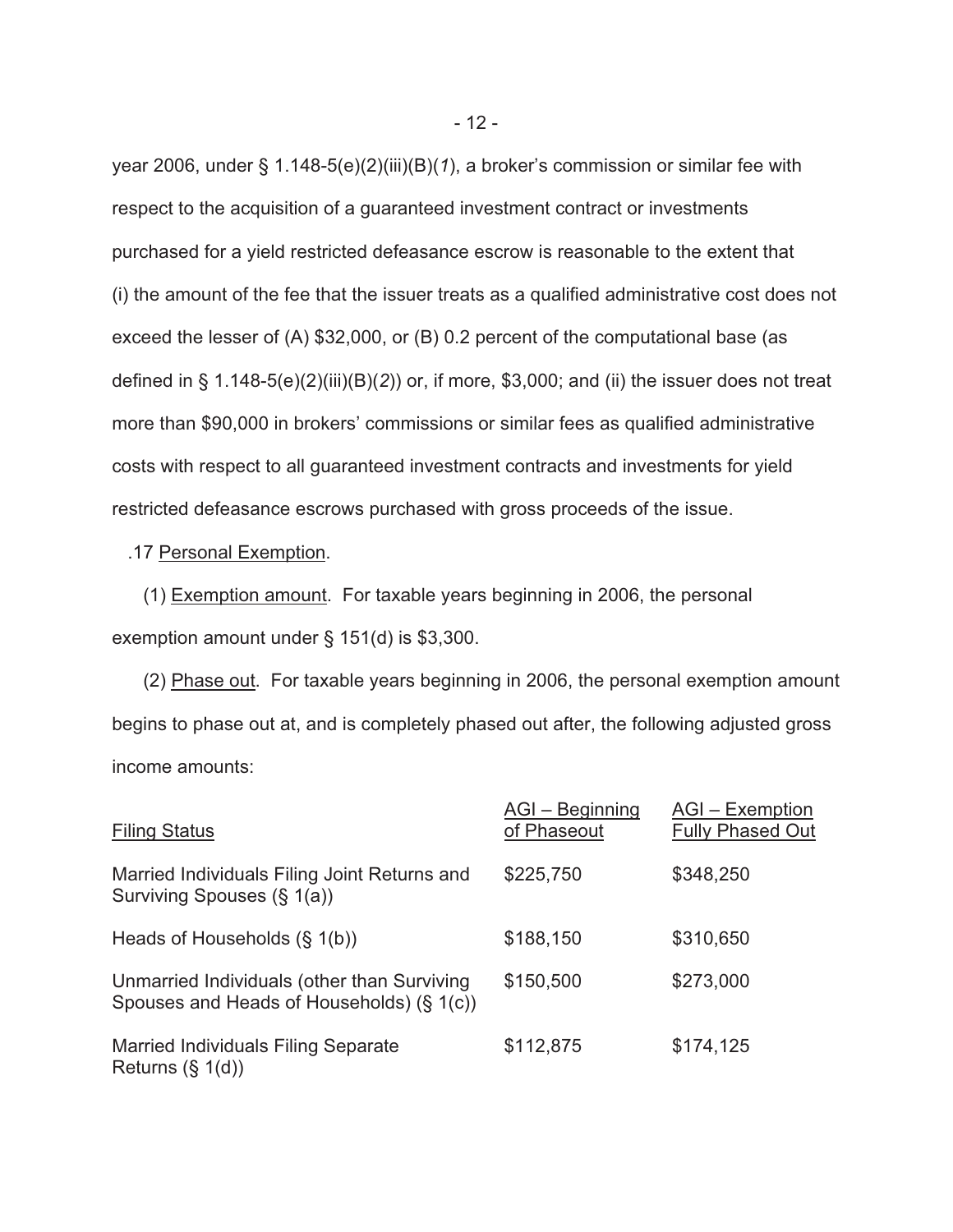year 2006, under § 1.148-5(e)(2)(iii)(B)(*1*), a broker's commission or similar fee with respect to the acquisition of a guaranteed investment contract or investments purchased for a yield restricted defeasance escrow is reasonable to the extent that (i) the amount of the fee that the issuer treats as a qualified administrative cost does not exceed the lesser of (A) $32,000, or (B) 0.2 percent of the computational base (as defined in § 1.148-5(e)(2)(iii)(B)(*2*)) or, if more, $3,000; and (ii) the issuer does not treat more than $90,000 in brokers' commissions or similar fees as qualified administrative costs with respect to all guaranteed investment contracts and investments for yield restricted defeasance escrows purchased with gross proceeds of the issue.

.17 Personal Exemption.

(1) Exemption amount. For taxable years beginning in 2006, the personal exemption amount under § 151(d) is $3,300.

(2) Phase out. For taxable years beginning in 2006, the personal exemption amount begins to phase out at, and is completely phased out after, the following adjusted gross income amounts:

| Filing Status | AGI – Beginning of Phaseout | AGI – Exemption Fully Phased Out |
|---|---|---|
| Married Individuals Filing Joint Returns and Surviving Spouses (§ 1(a)) | $225,750 | $348,250 |
| Heads of Households (§ 1(b)) | $188,150 | $310,650 |
| Unmarried Individuals (other than Surviving Spouses and Heads of Households) (§ 1(c)) | $150,500 | $273,000 |
| Married Individuals Filing Separate Returns (§ 1(d)) | $112,875 | $174,125 |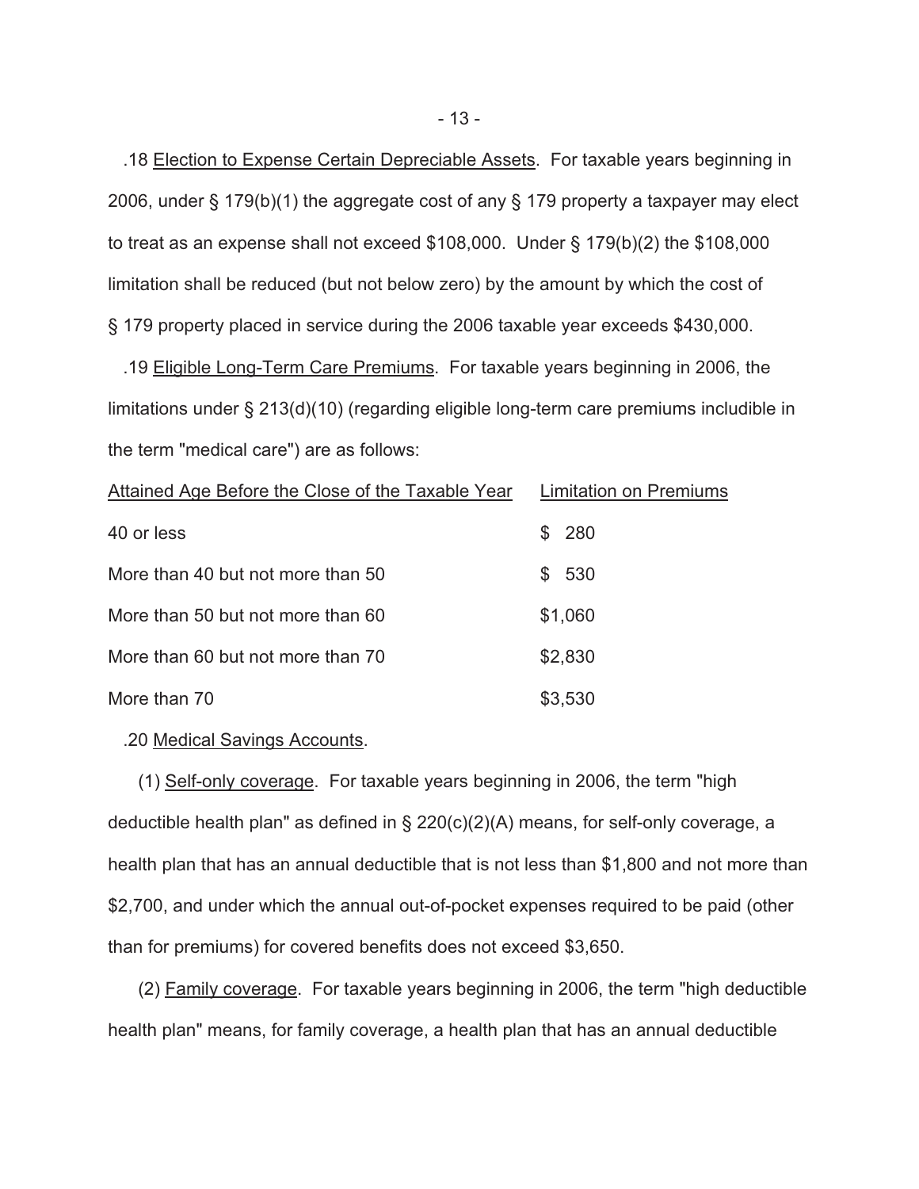.18 Election to Expense Certain Depreciable Assets. For taxable years beginning in 2006, under § 179(b)(1) the aggregate cost of any § 179 property a taxpayer may elect to treat as an expense shall not exceed $108,000. Under § 179(b)(2) the $108,000 limitation shall be reduced (but not below zero) by the amount by which the cost of § 179 property placed in service during the 2006 taxable year exceeds $430,000.

.19 Eligible Long-Term Care Premiums. For taxable years beginning in 2006, the limitations under § 213(d)(10) (regarding eligible long-term care premiums includible in the term "medical care") are as follows:

| Attained Age Before the Close of the Taxable Year | Limitation on Premiums |
|---|---|
| 40 or less | $ 280 |
| More than 40 but not more than 50 | $ 530 |
| More than 50 but not more than 60 | $1,060 |
| More than 60 but not more than 70 | $2,830 |
| More than 70 | $3,530 |

.20 Medical Savings Accounts.

(1) Self-only coverage. For taxable years beginning in 2006, the term "high deductible health plan" as defined in § 220(c)(2)(A) means, for self-only coverage, a health plan that has an annual deductible that is not less than $1,800 and not more than $2,700, and under which the annual out-of-pocket expenses required to be paid (other than for premiums) for covered benefits does not exceed $3,650.

(2) Family coverage. For taxable years beginning in 2006, the term "high deductible health plan" means, for family coverage, a health plan that has an annual deductible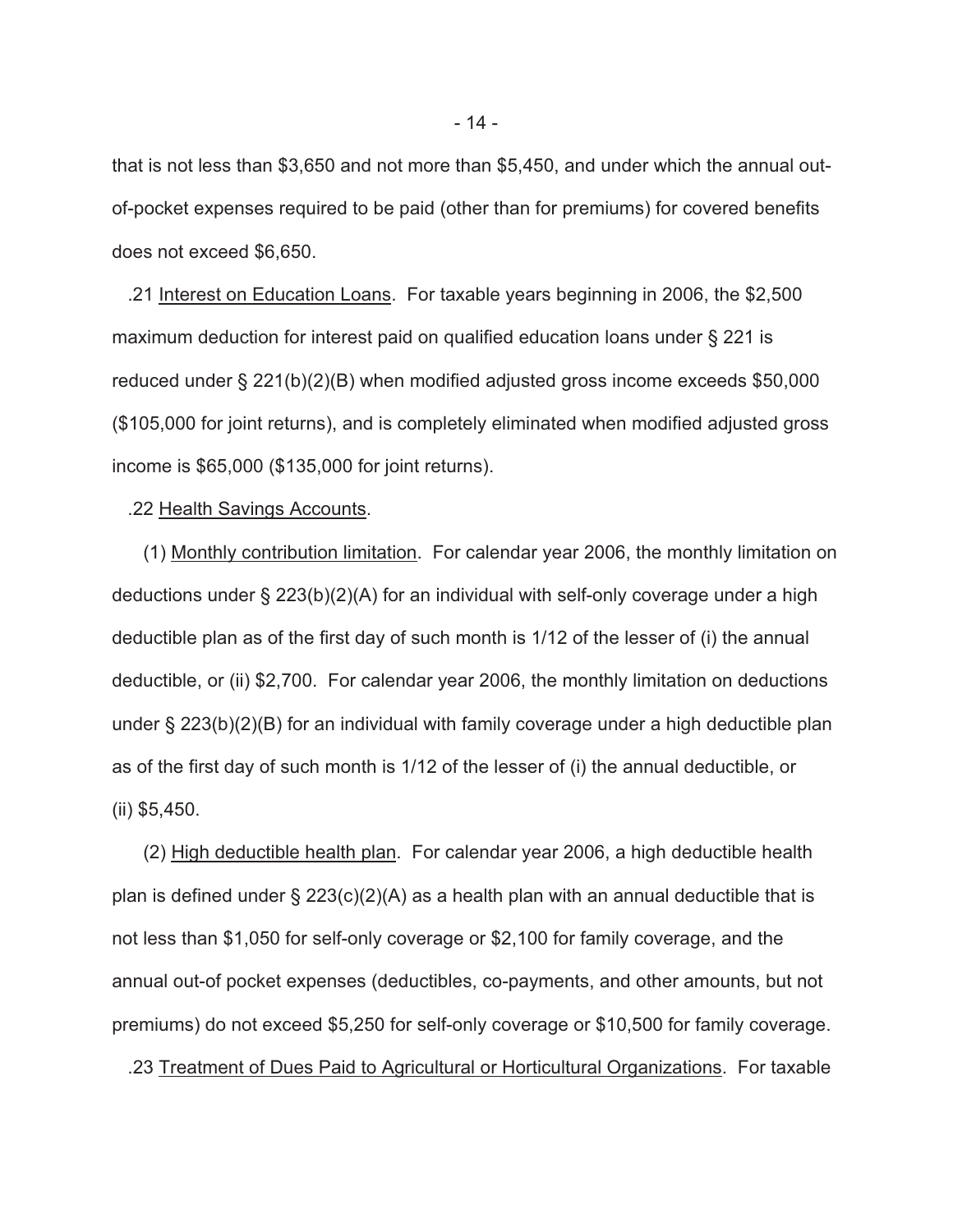that is not less than $3,650 and not more than $5,450, and under which the annual out-of-pocket expenses required to be paid (other than for premiums) for covered benefits does not exceed $6,650.

.21 Interest on Education Loans. For taxable years beginning in 2006, the $2,500 maximum deduction for interest paid on qualified education loans under § 221 is reduced under § 221(b)(2)(B) when modified adjusted gross income exceeds $50,000 ($105,000 for joint returns), and is completely eliminated when modified adjusted gross income is $65,000 ($135,000 for joint returns).

.22 Health Savings Accounts.

(1) Monthly contribution limitation. For calendar year 2006, the monthly limitation on deductions under § 223(b)(2)(A) for an individual with self-only coverage under a high deductible plan as of the first day of such month is 1/12 of the lesser of (i) the annual deductible, or (ii) $2,700. For calendar year 2006, the monthly limitation on deductions under § 223(b)(2)(B) for an individual with family coverage under a high deductible plan as of the first day of such month is 1/12 of the lesser of (i) the annual deductible, or (ii) $5,450.

(2) High deductible health plan. For calendar year 2006, a high deductible health plan is defined under § 223(c)(2)(A) as a health plan with an annual deductible that is not less than $1,050 for self-only coverage or $2,100 for family coverage, and the annual out-of pocket expenses (deductibles, co-payments, and other amounts, but not premiums) do not exceed $5,250 for self-only coverage or $10,500 for family coverage.

.23 Treatment of Dues Paid to Agricultural or Horticultural Organizations. For taxable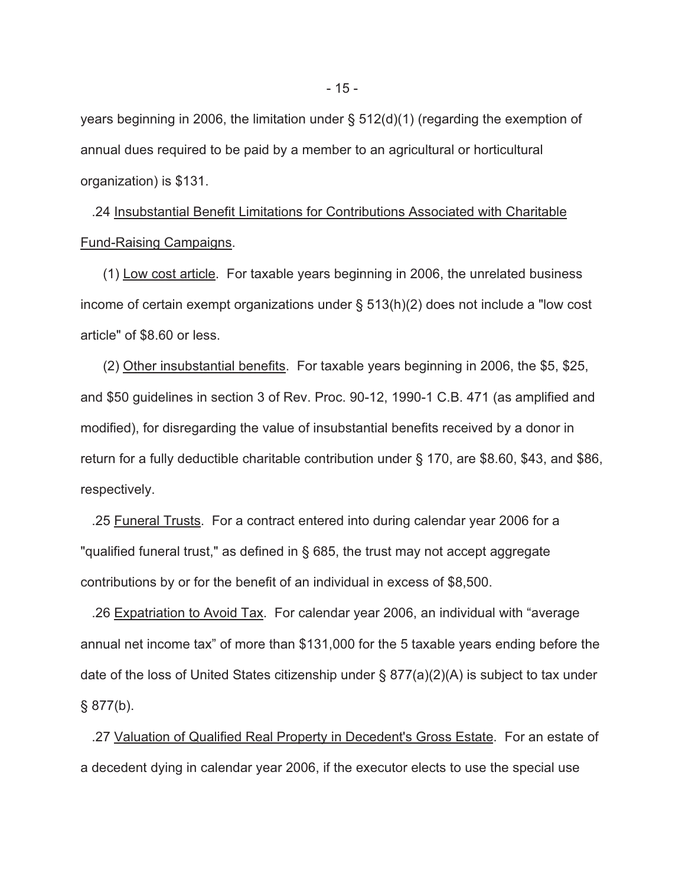years beginning in 2006, the limitation under § 512(d)(1) (regarding the exemption of annual dues required to be paid by a member to an agricultural or horticultural organization) is $131.

.24 Insubstantial Benefit Limitations for Contributions Associated with Charitable Fund-Raising Campaigns.

(1) Low cost article. For taxable years beginning in 2006, the unrelated business income of certain exempt organizations under § 513(h)(2) does not include a "low cost article" of $8.60 or less.

(2) Other insubstantial benefits. For taxable years beginning in 2006, the $5, $25, and $50 guidelines in section 3 of Rev. Proc. 90-12, 1990-1 C.B. 471 (as amplified and modified), for disregarding the value of insubstantial benefits received by a donor in return for a fully deductible charitable contribution under § 170, are $8.60, $43, and $86, respectively.

.25 Funeral Trusts. For a contract entered into during calendar year 2006 for a "qualified funeral trust," as defined in § 685, the trust may not accept aggregate contributions by or for the benefit of an individual in excess of $8,500.

.26 Expatriation to Avoid Tax. For calendar year 2006, an individual with "average annual net income tax" of more than $131,000 for the 5 taxable years ending before the date of the loss of United States citizenship under § 877(a)(2)(A) is subject to tax under § 877(b).

.27 Valuation of Qualified Real Property in Decedent's Gross Estate. For an estate of a decedent dying in calendar year 2006, if the executor elects to use the special use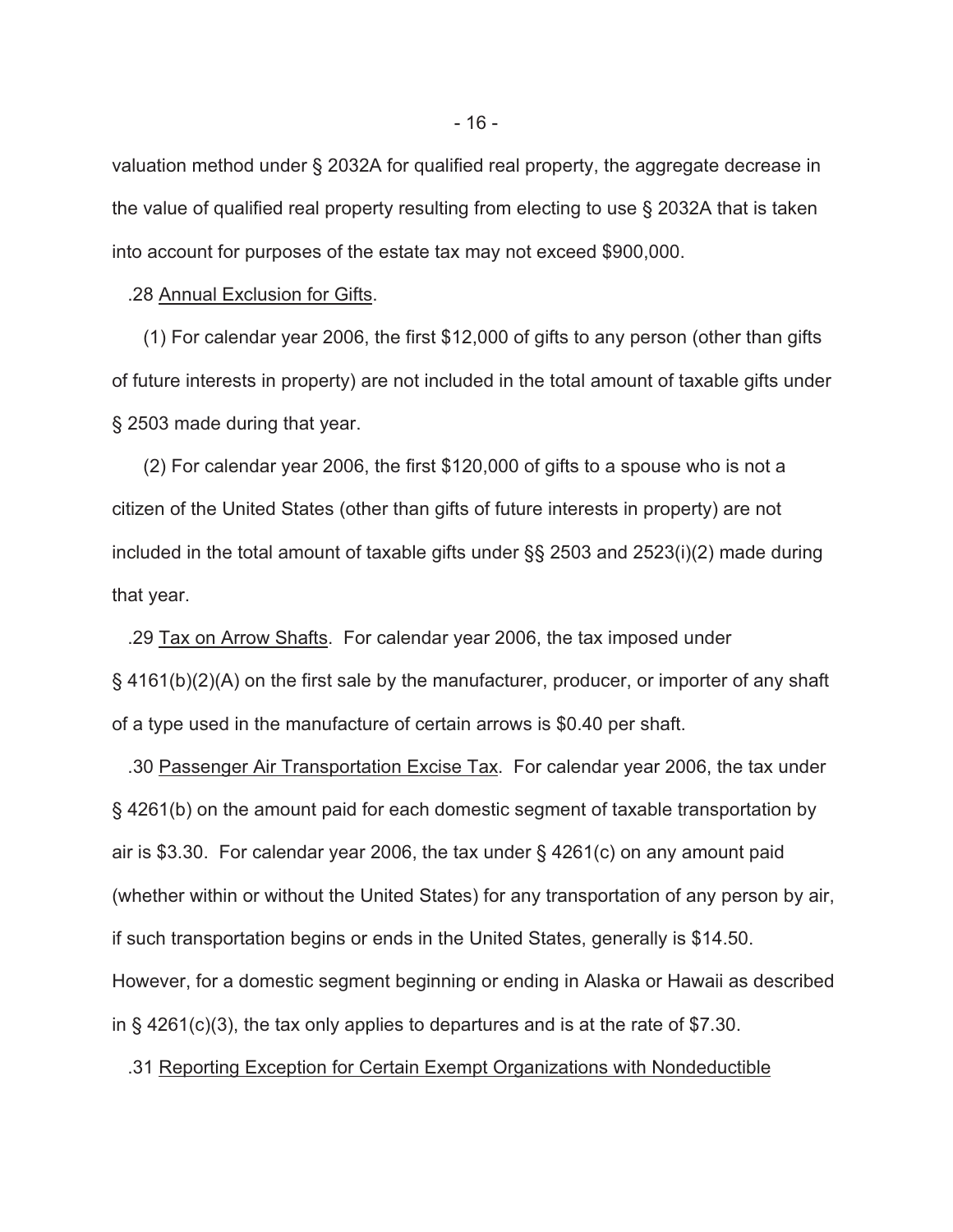valuation method under § 2032A for qualified real property, the aggregate decrease in the value of qualified real property resulting from electing to use § 2032A that is taken into account for purposes of the estate tax may not exceed $900,000.

.28 Annual Exclusion for Gifts.

(1) For calendar year 2006, the first $12,000 of gifts to any person (other than gifts of future interests in property) are not included in the total amount of taxable gifts under § 2503 made during that year.

(2) For calendar year 2006, the first $120,000 of gifts to a spouse who is not a citizen of the United States (other than gifts of future interests in property) are not included in the total amount of taxable gifts under §§ 2503 and 2523(i)(2) made during that year.

.29 Tax on Arrow Shafts. For calendar year 2006, the tax imposed under § 4161(b)(2)(A) on the first sale by the manufacturer, producer, or importer of any shaft of a type used in the manufacture of certain arrows is $0.40 per shaft.

.30 Passenger Air Transportation Excise Tax. For calendar year 2006, the tax under § 4261(b) on the amount paid for each domestic segment of taxable transportation by air is $3.30. For calendar year 2006, the tax under § 4261(c) on any amount paid (whether within or without the United States) for any transportation of any person by air, if such transportation begins or ends in the United States, generally is $14.50. However, for a domestic segment beginning or ending in Alaska or Hawaii as described in § 4261(c)(3), the tax only applies to departures and is at the rate of $7.30.

.31 Reporting Exception for Certain Exempt Organizations with Nondeductible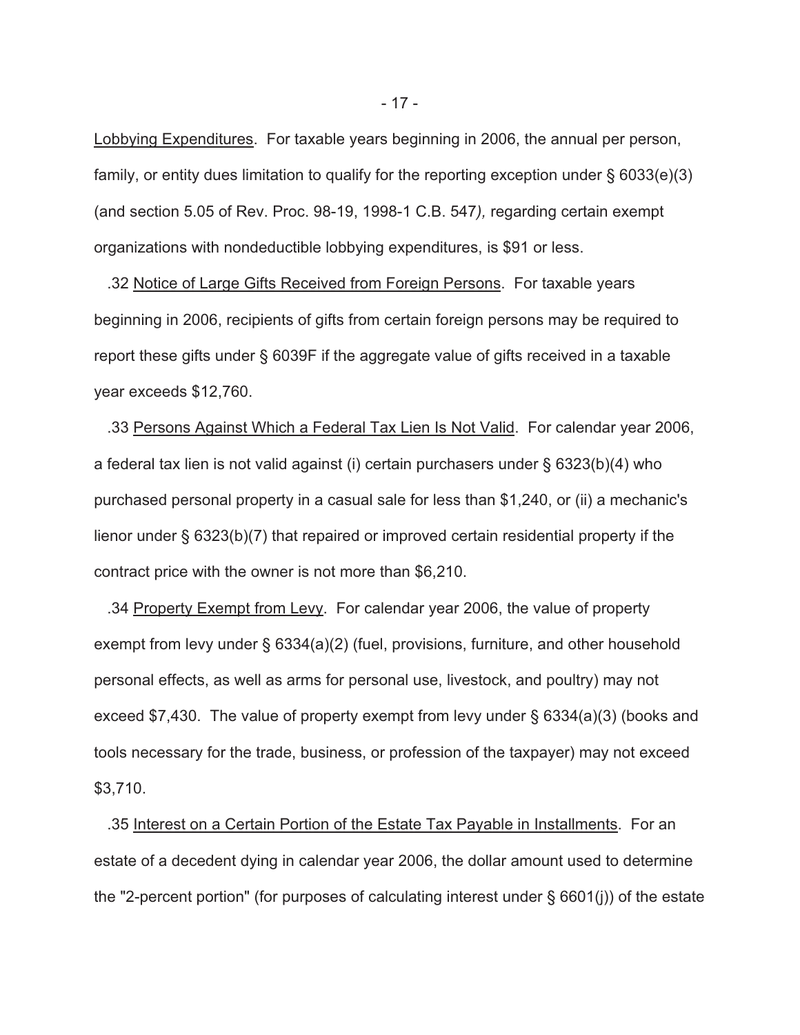<u>Lobbying Expenditures</u>. For taxable years beginning in 2006, the annual per person, family, or entity dues limitation to qualify for the reporting exception under § 6033(e)(3) (and section 5.05 of Rev. Proc. 98-19, 1998-1 C.B. 547*),* regarding certain exempt organizations with nondeductible lobbying expenditures, is $91 or less.

.32 <u>Notice of Large Gifts Received from Foreign Persons</u>. For taxable years beginning in 2006, recipients of gifts from certain foreign persons may be required to report these gifts under § 6039F if the aggregate value of gifts received in a taxable year exceeds $12,760.

.33 <u>Persons Against Which a Federal Tax Lien Is Not Valid</u>. For calendar year 2006, a federal tax lien is not valid against (i) certain purchasers under § 6323(b)(4) who purchased personal property in a casual sale for less than $1,240, or (ii) a mechanic's lienor under § 6323(b)(7) that repaired or improved certain residential property if the contract price with the owner is not more than $6,210.

.34 <u>Property Exempt from Levy</u>. For calendar year 2006, the value of property exempt from levy under § 6334(a)(2) (fuel, provisions, furniture, and other household personal effects, as well as arms for personal use, livestock, and poultry) may not exceed $7,430. The value of property exempt from levy under § 6334(a)(3) (books and tools necessary for the trade, business, or profession of the taxpayer) may not exceed $3,710.

.35 <u>Interest on a Certain Portion of the Estate Tax Payable in Installments</u>. For an estate of a decedent dying in calendar year 2006, the dollar amount used to determine the "2-percent portion" (for purposes of calculating interest under § 6601(j)) of the estate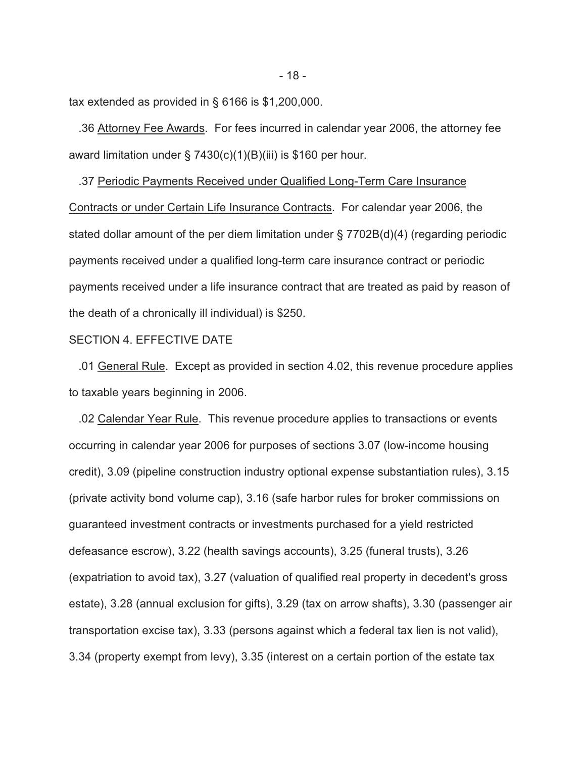tax extended as provided in § 6166 is $1,200,000.

.36 Attorney Fee Awards. For fees incurred in calendar year 2006, the attorney fee award limitation under § 7430(c)(1)(B)(iii) is $160 per hour.

.37 Periodic Payments Received under Qualified Long-Term Care Insurance Contracts or under Certain Life Insurance Contracts. For calendar year 2006, the stated dollar amount of the per diem limitation under § 7702B(d)(4) (regarding periodic payments received under a qualified long-term care insurance contract or periodic payments received under a life insurance contract that are treated as paid by reason of the death of a chronically ill individual) is $250.

SECTION 4. EFFECTIVE DATE

.01 General Rule. Except as provided in section 4.02, this revenue procedure applies to taxable years beginning in 2006.

.02 Calendar Year Rule. This revenue procedure applies to transactions or events occurring in calendar year 2006 for purposes of sections 3.07 (low-income housing credit), 3.09 (pipeline construction industry optional expense substantiation rules), 3.15 (private activity bond volume cap), 3.16 (safe harbor rules for broker commissions on guaranteed investment contracts or investments purchased for a yield restricted defeasance escrow), 3.22 (health savings accounts), 3.25 (funeral trusts), 3.26 (expatriation to avoid tax), 3.27 (valuation of qualified real property in decedent's gross estate), 3.28 (annual exclusion for gifts), 3.29 (tax on arrow shafts), 3.30 (passenger air transportation excise tax), 3.33 (persons against which a federal tax lien is not valid), 3.34 (property exempt from levy), 3.35 (interest on a certain portion of the estate tax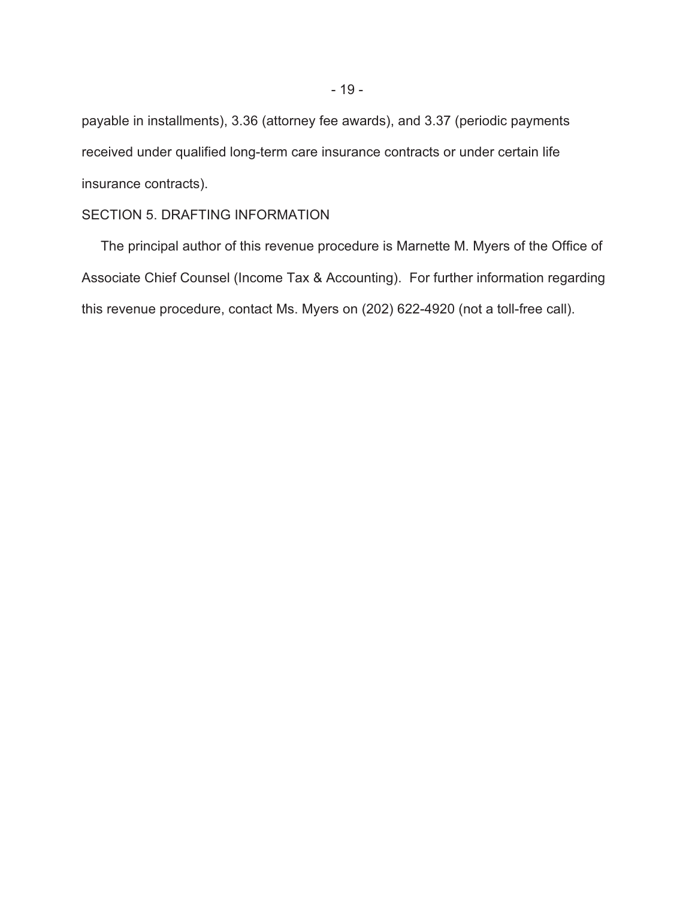payable in installments), 3.36 (attorney fee awards), and 3.37 (periodic payments received under qualified long-term care insurance contracts or under certain life insurance contracts).

## SECTION 5. DRAFTING INFORMATION

The principal author of this revenue procedure is Marnette M. Myers of the Office of Associate Chief Counsel (Income Tax & Accounting). For further information regarding this revenue procedure, contact Ms. Myers on (202) 622-4920 (not a toll-free call).